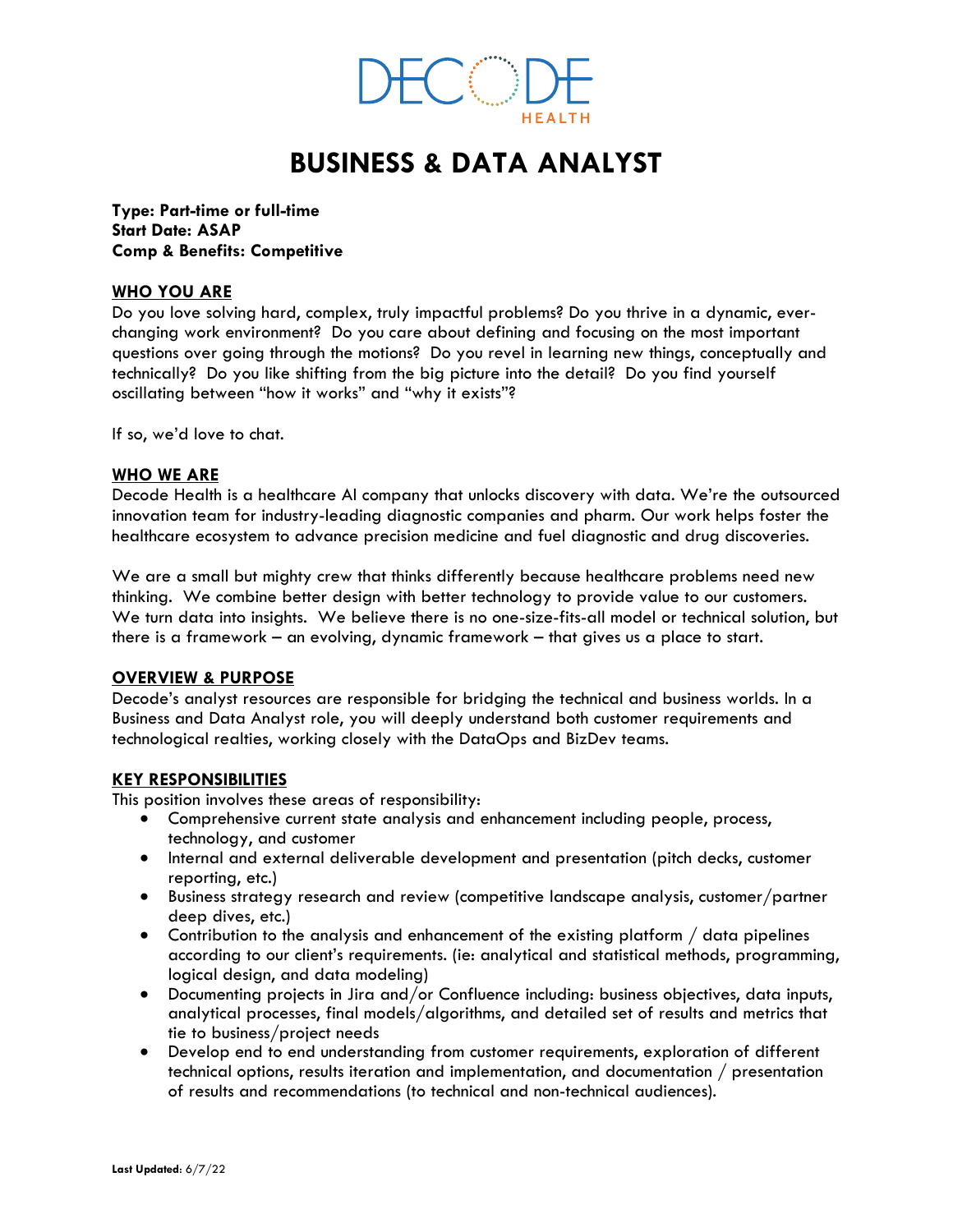# BUSINESS & DATA ANALYST

**Type: Part-time or full-time**
**Start Date: ASAP**
**Comp & Benefits: Competitive**

## WHO YOU ARE

Do you love solving hard, complex, truly impactful problems? Do you thrive in a dynamic, ever-changing work environment? Do you care about defining and focusing on the most important questions over going through the motions? Do you revel in learning new things, conceptually and technically? Do you like shifting from the big picture into the detail? Do you find yourself oscillating between "how it works" and "why it exists"?

If so, we'd love to chat.

## WHO WE ARE

Decode Health is a healthcare AI company that unlocks discovery with data. We're the outsourced innovation team for industry-leading diagnostic companies and pharm. Our work helps foster the healthcare ecosystem to advance precision medicine and fuel diagnostic and drug discoveries.

We are a small but mighty crew that thinks differently because healthcare problems need new thinking. We combine better design with better technology to provide value to our customers. We turn data into insights. We believe there is no one-size-fits-all model or technical solution, but there is a framework – an evolving, dynamic framework – that gives us a place to start.

## OVERVIEW & PURPOSE

Decode's analyst resources are responsible for bridging the technical and business worlds. In a Business and Data Analyst role, you will deeply understand both customer requirements and technological realties, working closely with the DataOps and BizDev teams.

## KEY RESPONSIBILITIES

This position involves these areas of responsibility:

- Comprehensive current state analysis and enhancement including people, process, technology, and customer
- Internal and external deliverable development and presentation (pitch decks, customer reporting, etc.)
- Business strategy research and review (competitive landscape analysis, customer/partner deep dives, etc.)
- Contribution to the analysis and enhancement of the existing platform / data pipelines according to our client's requirements. (ie: analytical and statistical methods, programming, logical design, and data modeling)
- Documenting projects in Jira and/or Confluence including: business objectives, data inputs, analytical processes, final models/algorithms, and detailed set of results and metrics that tie to business/project needs
- Develop end to end understanding from customer requirements, exploration of different technical options, results iteration and implementation, and documentation / presentation of results and recommendations (to technical and non-technical audiences).

**Last Updated:** 6/7/22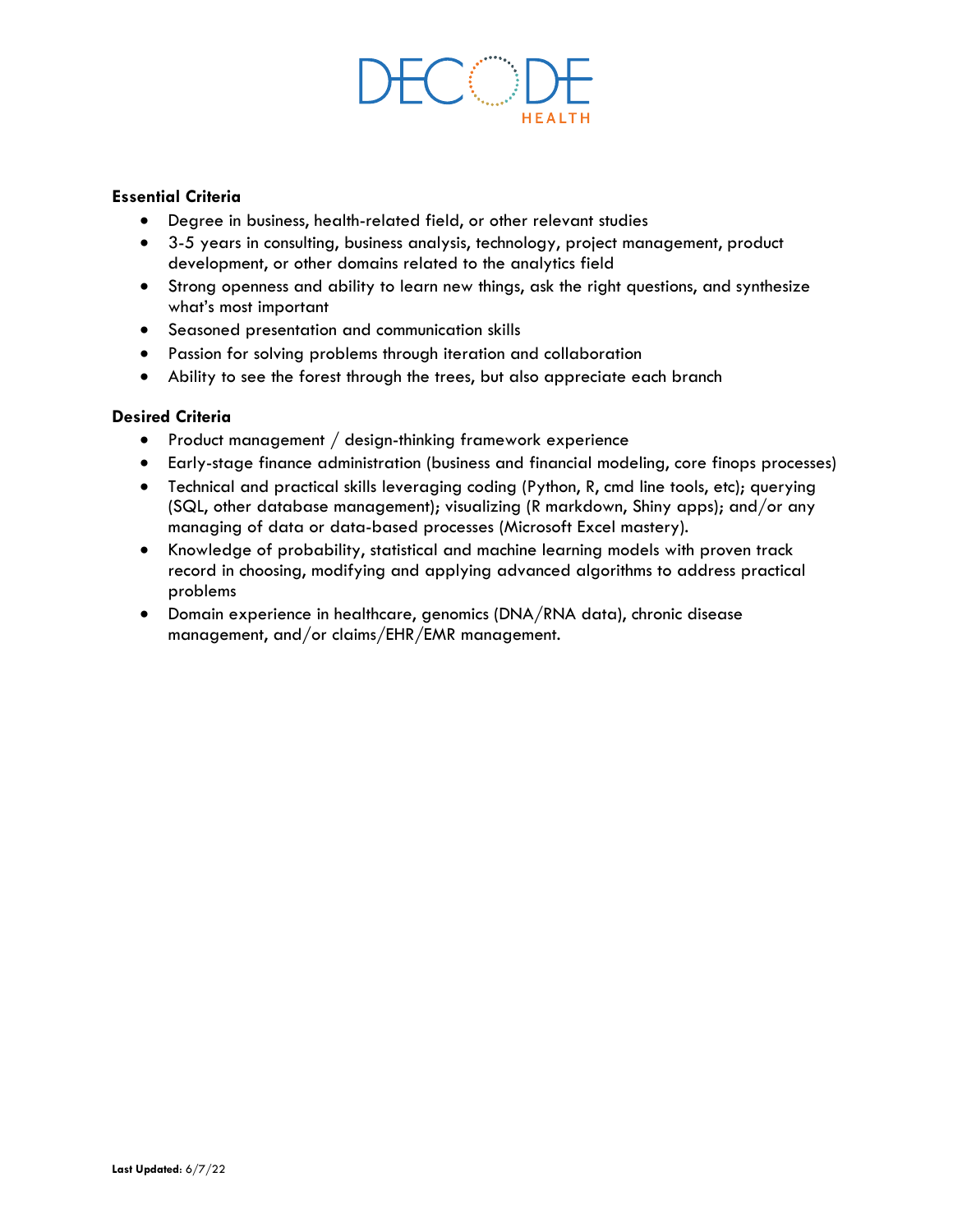**Essential Criteria**

- Degree in business, health-related field, or other relevant studies
- 3-5 years in consulting, business analysis, technology, project management, product development, or other domains related to the analytics field
- Strong openness and ability to learn new things, ask the right questions, and synthesize what's most important
- Seasoned presentation and communication skills
- Passion for solving problems through iteration and collaboration
- Ability to see the forest through the trees, but also appreciate each branch

**Desired Criteria**

- Product management / design-thinking framework experience
- Early-stage finance administration (business and financial modeling, core finops processes)
- Technical and practical skills leveraging coding (Python, R, cmd line tools, etc); querying (SQL, other database management); visualizing (R markdown, Shiny apps); and/or any managing of data or data-based processes (Microsoft Excel mastery).
- Knowledge of probability, statistical and machine learning models with proven track record in choosing, modifying and applying advanced algorithms to address practical problems
- Domain experience in healthcare, genomics (DNA/RNA data), chronic disease management, and/or claims/EHR/EMR management.

**Last Updated:** 6/7/22